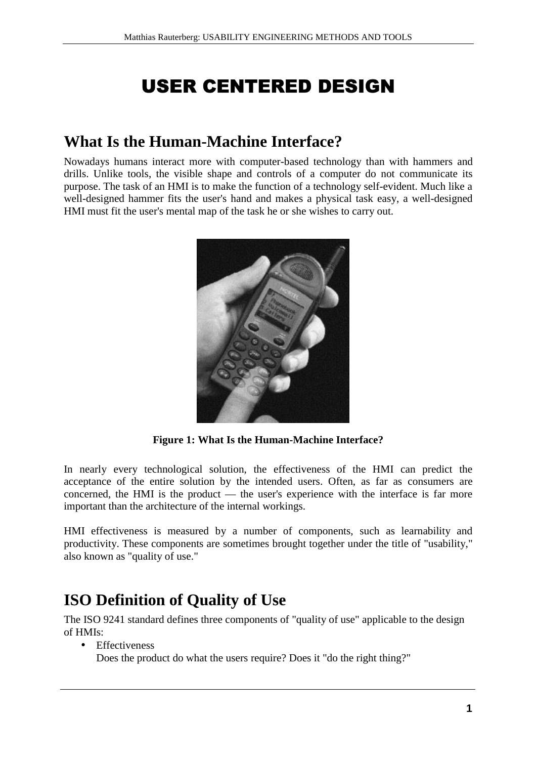# USER CENTERED DESIGN

## What Is the Human-Machine Interface?

Nowadays humans interact more with computer-based technology than with hammers and drills. Unlike tools, the visible shape and controls of a computer do not communicate its purpose. The task of an HMI is to make the function of a technology self-evident. Much like a well-designed hammer fits the user's hand and makes a physical task easy, a well-designed HMI must fit the user's mental map of the task he or she wishes to carry out.

**Figure 1: What Is the Human-Machine Interface?**

In nearly every technological solution, the effectiveness of the HMI can predict the acceptance of the entire solution by the intended users. Often, as far as consumers are concerned, the HMI is the product — the user's experience with the interface is far more important than the architecture of the internal workings.

HMI effectiveness is measured by a number of components, such as learnability and productivity. These components are sometimes brought together under the title of "usability," also known as "quality of use."

## ISO Definition of Quality of Use

The ISO 9241 standard defines three components of "quality of use" applicable to the design of HMIs:

- Effectiveness
  Does the product do what the users require? Does it "do the right thing?"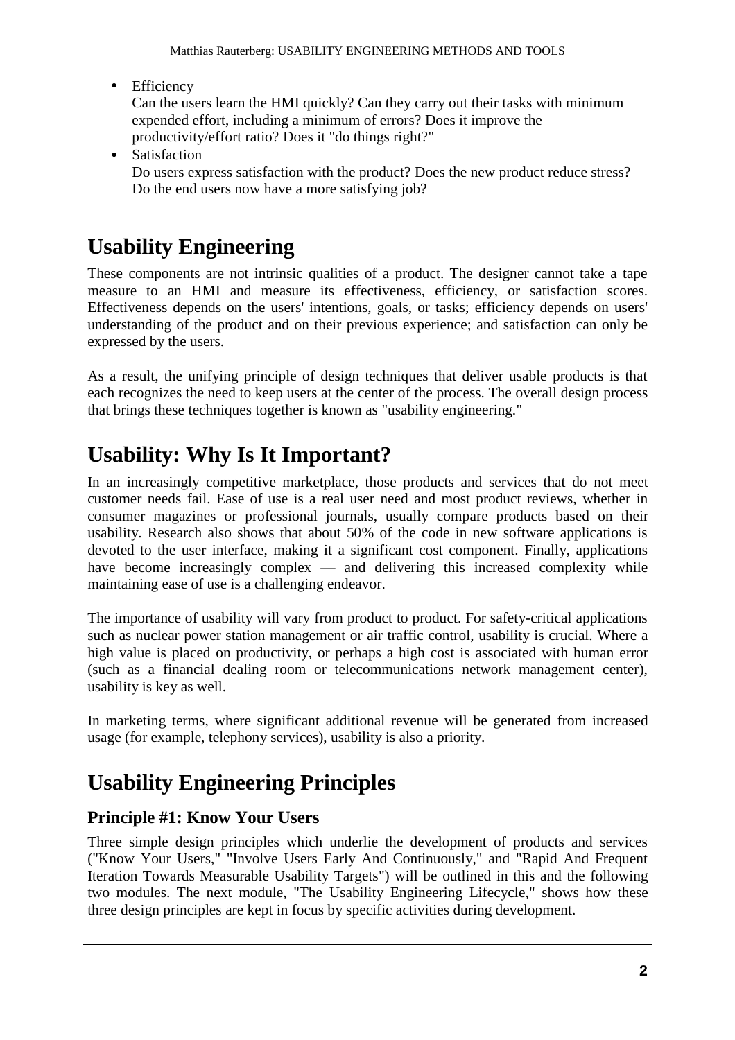- Efficiency

  Can the users learn the HMI quickly? Can they carry out their tasks with minimum expended effort, including a minimum of errors? Does it improve the productivity/effort ratio? Does it "do things right?"

- Satisfaction

  Do users express satisfaction with the product? Does the new product reduce stress? Do the end users now have a more satisfying job?

# Usability Engineering

These components are not intrinsic qualities of a product. The designer cannot take a tape measure to an HMI and measure its effectiveness, efficiency, or satisfaction scores. Effectiveness depends on the users' intentions, goals, or tasks; efficiency depends on users' understanding of the product and on their previous experience; and satisfaction can only be expressed by the users.

As a result, the unifying principle of design techniques that deliver usable products is that each recognizes the need to keep users at the center of the process. The overall design process that brings these techniques together is known as "usability engineering."

# Usability: Why Is It Important?

In an increasingly competitive marketplace, those products and services that do not meet customer needs fail. Ease of use is a real user need and most product reviews, whether in consumer magazines or professional journals, usually compare products based on their usability. Research also shows that about 50% of the code in new software applications is devoted to the user interface, making it a significant cost component. Finally, applications have become increasingly complex — and delivering this increased complexity while maintaining ease of use is a challenging endeavor.

The importance of usability will vary from product to product. For safety-critical applications such as nuclear power station management or air traffic control, usability is crucial. Where a high value is placed on productivity, or perhaps a high cost is associated with human error (such as a financial dealing room or telecommunications network management center), usability is key as well.

In marketing terms, where significant additional revenue will be generated from increased usage (for example, telephony services), usability is also a priority.

# Usability Engineering Principles

## Principle #1: Know Your Users

Three simple design principles which underlie the development of products and services ("Know Your Users," "Involve Users Early And Continuously," and "Rapid And Frequent Iteration Towards Measurable Usability Targets") will be outlined in this and the following two modules. The next module, "The Usability Engineering Lifecycle," shows how these three design principles are kept in focus by specific activities during development.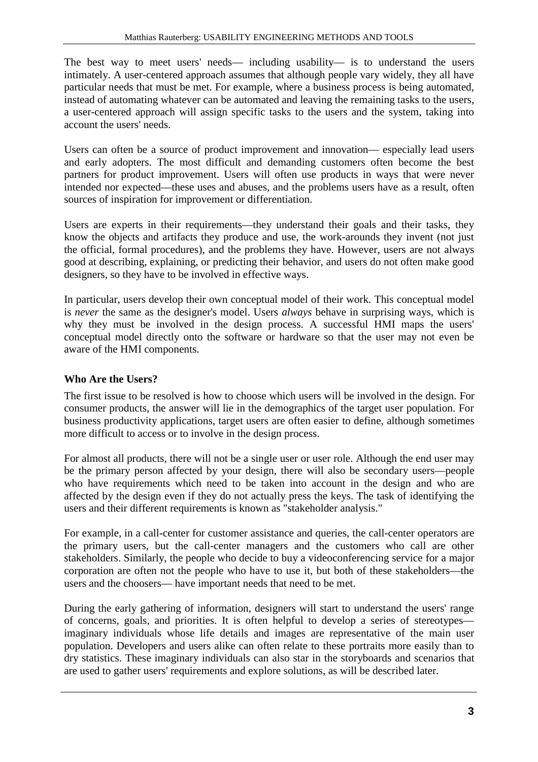The best way to meet users' needs— including usability— is to understand the users intimately. A user-centered approach assumes that although people vary widely, they all have particular needs that must be met. For example, where a business process is being automated, instead of automating whatever can be automated and leaving the remaining tasks to the users, a user-centered approach will assign specific tasks to the users and the system, taking into account the users' needs.

Users can often be a source of product improvement and innovation— especially lead users and early adopters. The most difficult and demanding customers often become the best partners for product improvement. Users will often use products in ways that were never intended nor expected—these uses and abuses, and the problems users have as a result, often sources of inspiration for improvement or differentiation.

Users are experts in their requirements—they understand their goals and their tasks, they know the objects and artifacts they produce and use, the work-arounds they invent (not just the official, formal procedures), and the problems they have. However, users are not always good at describing, explaining, or predicting their behavior, and users do not often make good designers, so they have to be involved in effective ways.

In particular, users develop their own conceptual model of their work. This conceptual model is *never* the same as the designer's model. Users *always* behave in surprising ways, which is why they must be involved in the design process. A successful HMI maps the users' conceptual model directly onto the software or hardware so that the user may not even be aware of the HMI components.

### Who Are the Users?

The first issue to be resolved is how to choose which users will be involved in the design. For consumer products, the answer will lie in the demographics of the target user population. For business productivity applications, target users are often easier to define, although sometimes more difficult to access or to involve in the design process.

For almost all products, there will not be a single user or user role. Although the end user may be the primary person affected by your design, there will also be secondary users—people who have requirements which need to be taken into account in the design and who are affected by the design even if they do not actually press the keys. The task of identifying the users and their different requirements is known as "stakeholder analysis."

For example, in a call-center for customer assistance and queries, the call-center operators are the primary users, but the call-center managers and the customers who call are other stakeholders. Similarly, the people who decide to buy a videoconferencing service for a major corporation are often not the people who have to use it, but both of these stakeholders—the users and the choosers— have important needs that need to be met.

During the early gathering of information, designers will start to understand the users' range of concerns, goals, and priorities. It is often helpful to develop a series of stereotypes—imaginary individuals whose life details and images are representative of the main user population. Developers and users alike can often relate to these portraits more easily than to dry statistics. These imaginary individuals can also star in the storyboards and scenarios that are used to gather users' requirements and explore solutions, as will be described later.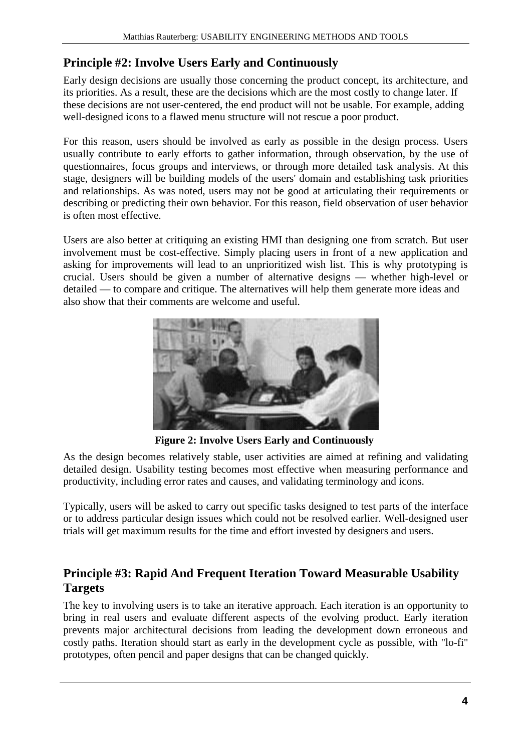## Principle #2: Involve Users Early and Continuously

Early design decisions are usually those concerning the product concept, its architecture, and its priorities. As a result, these are the decisions which are the most costly to change later. If these decisions are not user-centered, the end product will not be usable. For example, adding well-designed icons to a flawed menu structure will not rescue a poor product.

For this reason, users should be involved as early as possible in the design process. Users usually contribute to early efforts to gather information, through observation, by the use of questionnaires, focus groups and interviews, or through more detailed task analysis. At this stage, designers will be building models of the users' domain and establishing task priorities and relationships. As was noted, users may not be good at articulating their requirements or describing or predicting their own behavior. For this reason, field observation of user behavior is often most effective.

Users are also better at critiquing an existing HMI than designing one from scratch. But user involvement must be cost-effective. Simply placing users in front of a new application and asking for improvements will lead to an unprioritized wish list. This is why prototyping is crucial. Users should be given a number of alternative designs — whether high-level or detailed — to compare and critique. The alternatives will help them generate more ideas and also show that their comments are welcome and useful.

**Figure 2: Involve Users Early and Continuously**

As the design becomes relatively stable, user activities are aimed at refining and validating detailed design. Usability testing becomes most effective when measuring performance and productivity, including error rates and causes, and validating terminology and icons.

Typically, users will be asked to carry out specific tasks designed to test parts of the interface or to address particular design issues which could not be resolved earlier. Well-designed user trials will get maximum results for the time and effort invested by designers and users.

## Principle #3: Rapid And Frequent Iteration Toward Measurable Usability Targets

The key to involving users is to take an iterative approach. Each iteration is an opportunity to bring in real users and evaluate different aspects of the evolving product. Early iteration prevents major architectural decisions from leading the development down erroneous and costly paths. Iteration should start as early in the development cycle as possible, with "lo-fi" prototypes, often pencil and paper designs that can be changed quickly.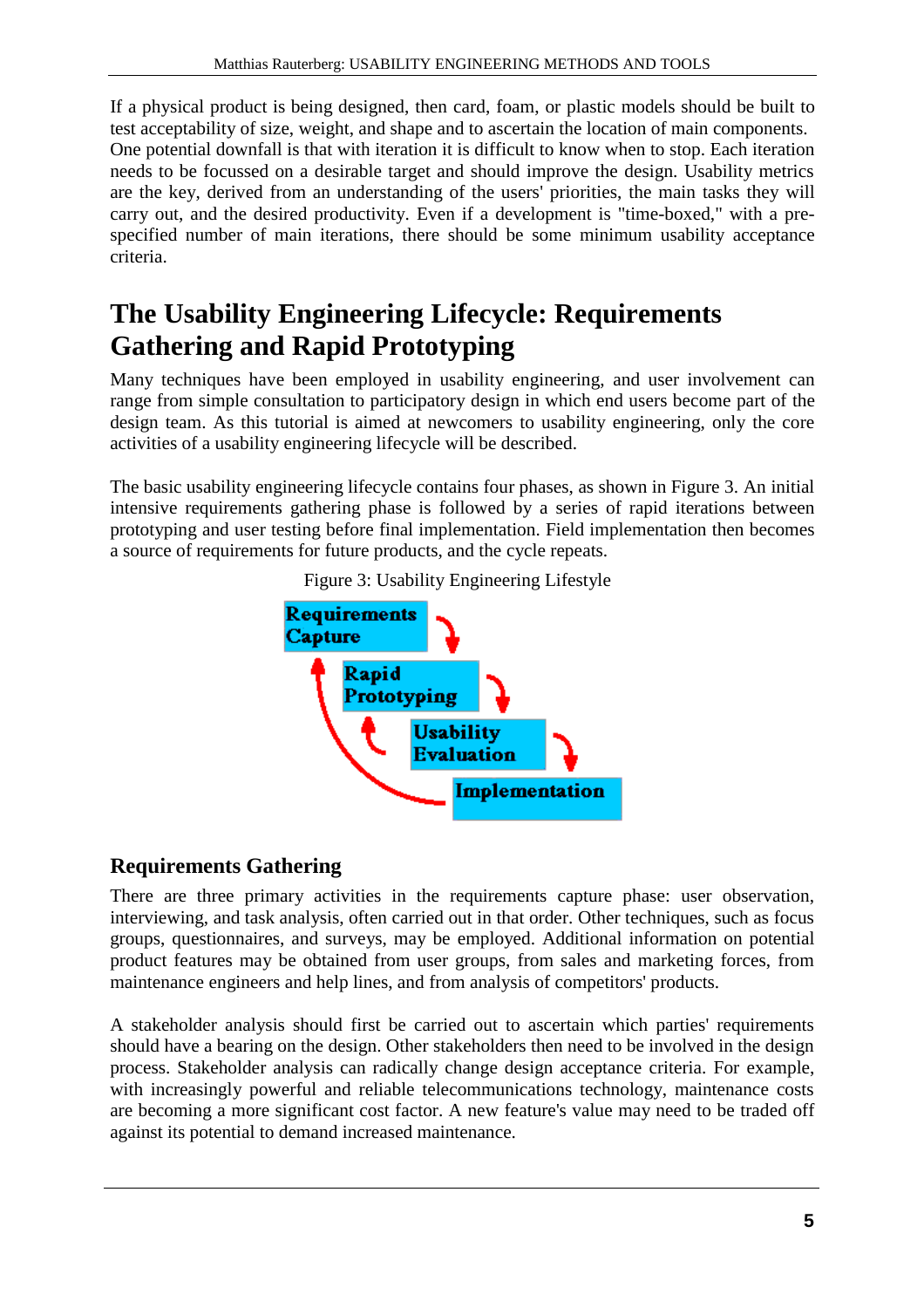If a physical product is being designed, then card, foam, or plastic models should be built to test acceptability of size, weight, and shape and to ascertain the location of main components. One potential downfall is that with iteration it is difficult to know when to stop. Each iteration needs to be focussed on a desirable target and should improve the design. Usability metrics are the key, derived from an understanding of the users' priorities, the main tasks they will carry out, and the desired productivity. Even if a development is "time-boxed," with a pre-specified number of main iterations, there should be some minimum usability acceptance criteria.

# The Usability Engineering Lifecycle: Requirements Gathering and Rapid Prototyping

Many techniques have been employed in usability engineering, and user involvement can range from simple consultation to participatory design in which end users become part of the design team. As this tutorial is aimed at newcomers to usability engineering, only the core activities of a usability engineering lifecycle will be described.

The basic usability engineering lifecycle contains four phases, as shown in Figure 3. An initial intensive requirements gathering phase is followed by a series of rapid iterations between prototyping and user testing before final implementation. Field implementation then becomes a source of requirements for future products, and the cycle repeats.

Figure 3: Usability Engineering Lifestyle

## Requirements Gathering

There are three primary activities in the requirements capture phase: user observation, interviewing, and task analysis, often carried out in that order. Other techniques, such as focus groups, questionnaires, and surveys, may be employed. Additional information on potential product features may be obtained from user groups, from sales and marketing forces, from maintenance engineers and help lines, and from analysis of competitors' products.

A stakeholder analysis should first be carried out to ascertain which parties' requirements should have a bearing on the design. Other stakeholders then need to be involved in the design process. Stakeholder analysis can radically change design acceptance criteria. For example, with increasingly powerful and reliable telecommunications technology, maintenance costs are becoming a more significant cost factor. A new feature's value may need to be traded off against its potential to demand increased maintenance.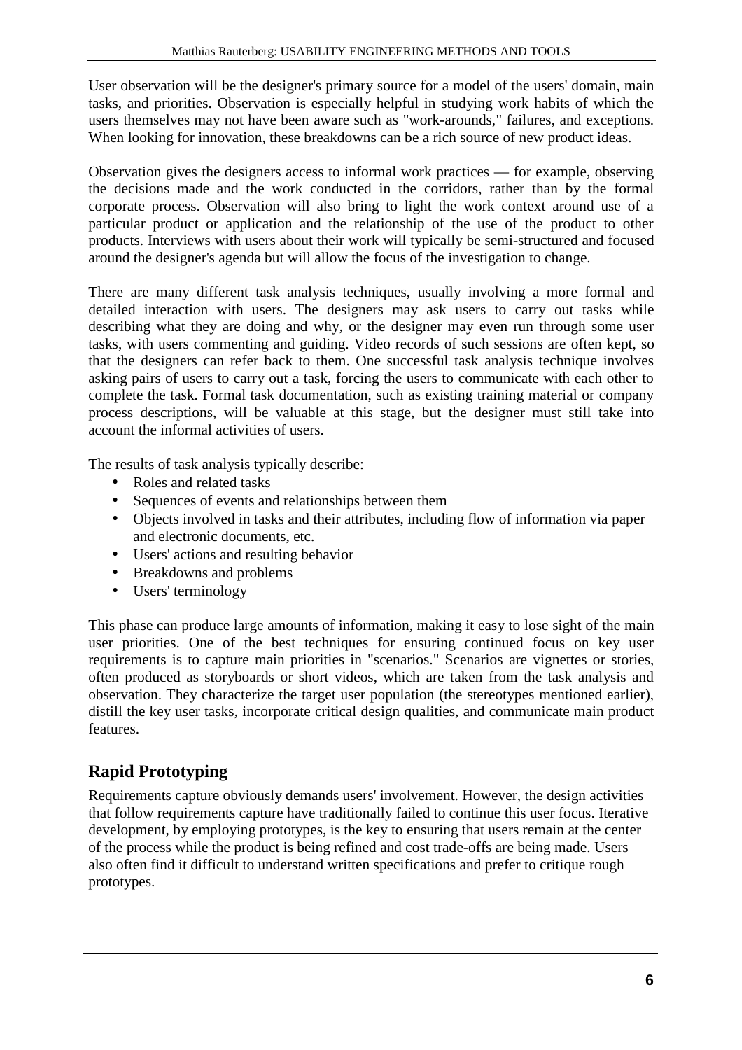User observation will be the designer's primary source for a model of the users' domain, main tasks, and priorities. Observation is especially helpful in studying work habits of which the users themselves may not have been aware such as "work-arounds," failures, and exceptions. When looking for innovation, these breakdowns can be a rich source of new product ideas.

Observation gives the designers access to informal work practices — for example, observing the decisions made and the work conducted in the corridors, rather than by the formal corporate process. Observation will also bring to light the work context around use of a particular product or application and the relationship of the use of the product to other products. Interviews with users about their work will typically be semi-structured and focused around the designer's agenda but will allow the focus of the investigation to change.

There are many different task analysis techniques, usually involving a more formal and detailed interaction with users. The designers may ask users to carry out tasks while describing what they are doing and why, or the designer may even run through some user tasks, with users commenting and guiding. Video records of such sessions are often kept, so that the designers can refer back to them. One successful task analysis technique involves asking pairs of users to carry out a task, forcing the users to communicate with each other to complete the task. Formal task documentation, such as existing training material or company process descriptions, will be valuable at this stage, but the designer must still take into account the informal activities of users.

The results of task analysis typically describe:

- Roles and related tasks
- Sequences of events and relationships between them
- Objects involved in tasks and their attributes, including flow of information via paper and electronic documents, etc.
- Users' actions and resulting behavior
- Breakdowns and problems
- Users' terminology

This phase can produce large amounts of information, making it easy to lose sight of the main user priorities. One of the best techniques for ensuring continued focus on key user requirements is to capture main priorities in "scenarios." Scenarios are vignettes or stories, often produced as storyboards or short videos, which are taken from the task analysis and observation. They characterize the target user population (the stereotypes mentioned earlier), distill the key user tasks, incorporate critical design qualities, and communicate main product features.

## Rapid Prototyping

Requirements capture obviously demands users' involvement. However, the design activities that follow requirements capture have traditionally failed to continue this user focus. Iterative development, by employing prototypes, is the key to ensuring that users remain at the center of the process while the product is being refined and cost trade-offs are being made. Users also often find it difficult to understand written specifications and prefer to critique rough prototypes.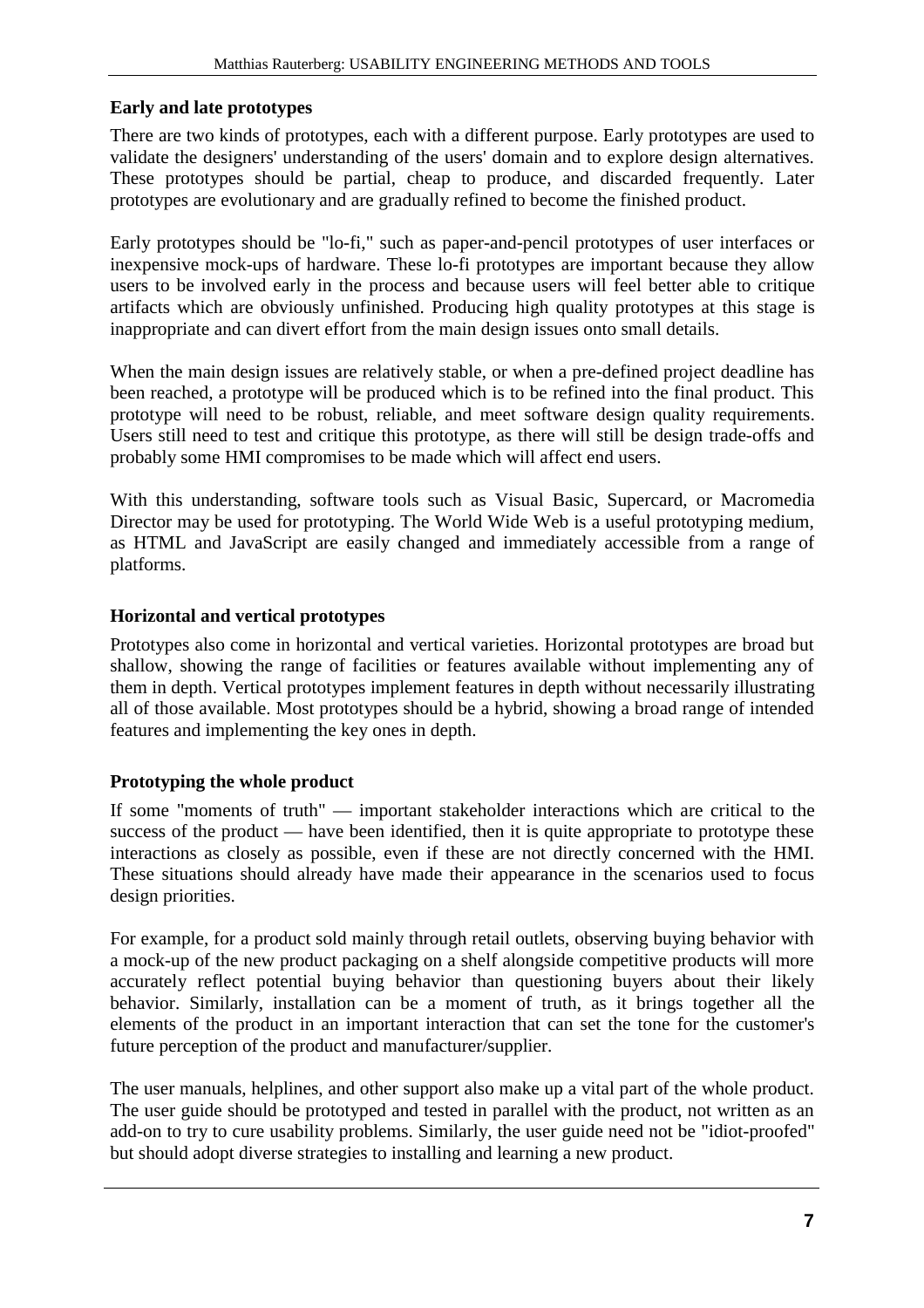### Early and late prototypes

There are two kinds of prototypes, each with a different purpose. Early prototypes are used to validate the designers' understanding of the users' domain and to explore design alternatives. These prototypes should be partial, cheap to produce, and discarded frequently. Later prototypes are evolutionary and are gradually refined to become the finished product.

Early prototypes should be "lo-fi," such as paper-and-pencil prototypes of user interfaces or inexpensive mock-ups of hardware. These lo-fi prototypes are important because they allow users to be involved early in the process and because users will feel better able to critique artifacts which are obviously unfinished. Producing high quality prototypes at this stage is inappropriate and can divert effort from the main design issues onto small details.

When the main design issues are relatively stable, or when a pre-defined project deadline has been reached, a prototype will be produced which is to be refined into the final product. This prototype will need to be robust, reliable, and meet software design quality requirements. Users still need to test and critique this prototype, as there will still be design trade-offs and probably some HMI compromises to be made which will affect end users.

With this understanding, software tools such as Visual Basic, Supercard, or Macromedia Director may be used for prototyping. The World Wide Web is a useful prototyping medium, as HTML and JavaScript are easily changed and immediately accessible from a range of platforms.

### Horizontal and vertical prototypes

Prototypes also come in horizontal and vertical varieties. Horizontal prototypes are broad but shallow, showing the range of facilities or features available without implementing any of them in depth. Vertical prototypes implement features in depth without necessarily illustrating all of those available. Most prototypes should be a hybrid, showing a broad range of intended features and implementing the key ones in depth.

### Prototyping the whole product

If some "moments of truth" — important stakeholder interactions which are critical to the success of the product — have been identified, then it is quite appropriate to prototype these interactions as closely as possible, even if these are not directly concerned with the HMI. These situations should already have made their appearance in the scenarios used to focus design priorities.

For example, for a product sold mainly through retail outlets, observing buying behavior with a mock-up of the new product packaging on a shelf alongside competitive products will more accurately reflect potential buying behavior than questioning buyers about their likely behavior. Similarly, installation can be a moment of truth, as it brings together all the elements of the product in an important interaction that can set the tone for the customer's future perception of the product and manufacturer/supplier.

The user manuals, helplines, and other support also make up a vital part of the whole product. The user guide should be prototyped and tested in parallel with the product, not written as an add-on to try to cure usability problems. Similarly, the user guide need not be "idiot-proofed" but should adopt diverse strategies to installing and learning a new product.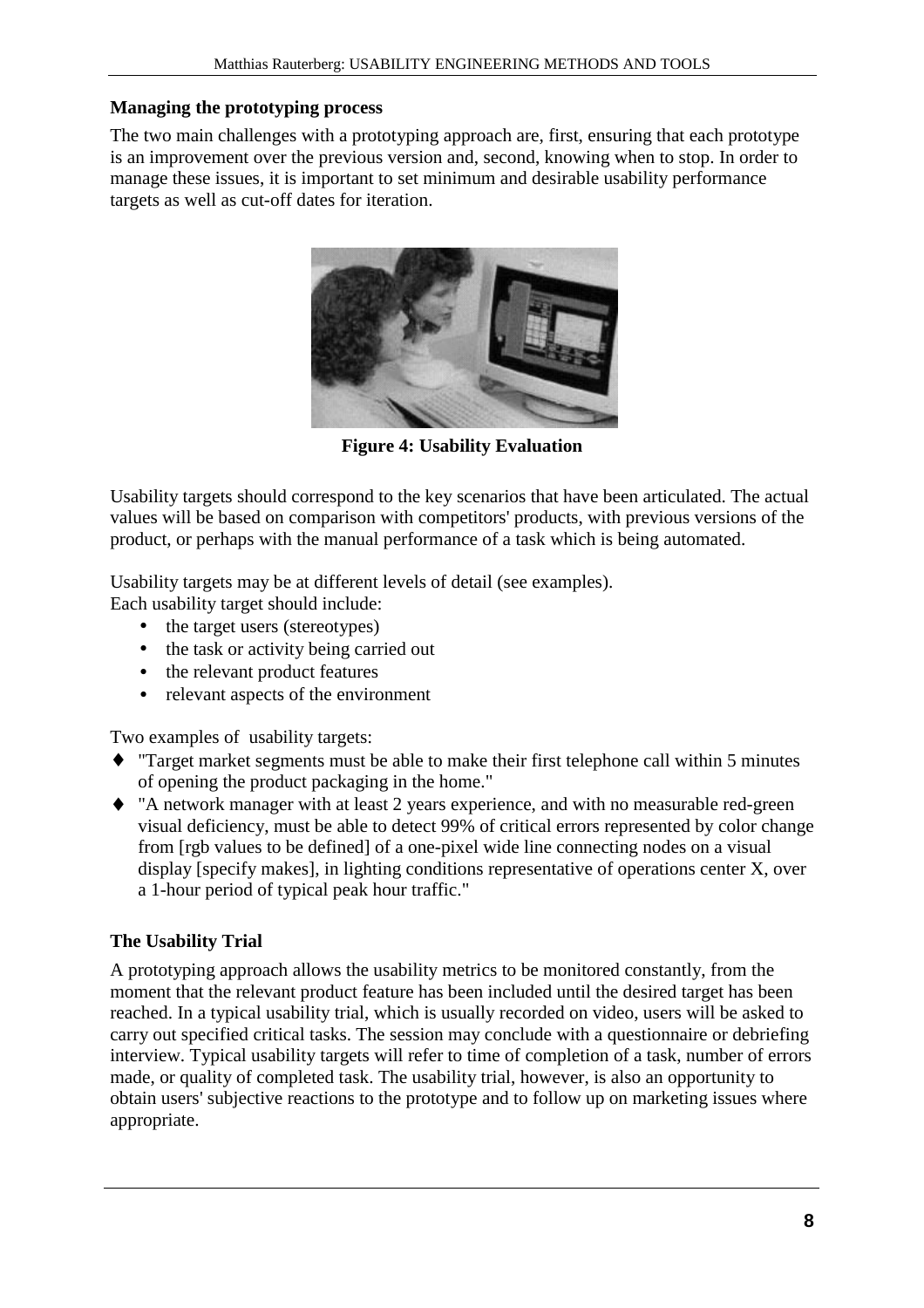### Managing the prototyping process

The two main challenges with a prototyping approach are, first, ensuring that each prototype is an improvement over the previous version and, second, knowing when to stop. In order to manage these issues, it is important to set minimum and desirable usability performance targets as well as cut-off dates for iteration.

**Figure 4: Usability Evaluation**

Usability targets should correspond to the key scenarios that have been articulated. The actual values will be based on comparison with competitors' products, with previous versions of the product, or perhaps with the manual performance of a task which is being automated.

Usability targets may be at different levels of detail (see examples).
Each usability target should include:

- the target users (stereotypes)
- the task or activity being carried out
- the relevant product features
- relevant aspects of the environment

Two examples of usability targets:

- "Target market segments must be able to make their first telephone call within 5 minutes of opening the product packaging in the home."
- "A network manager with at least 2 years experience, and with no measurable red-green visual deficiency, must be able to detect 99% of critical errors represented by color change from [rgb values to be defined] of a one-pixel wide line connecting nodes on a visual display [specify makes], in lighting conditions representative of operations center X, over a 1-hour period of typical peak hour traffic."

### The Usability Trial

A prototyping approach allows the usability metrics to be monitored constantly, from the moment that the relevant product feature has been included until the desired target has been reached. In a typical usability trial, which is usually recorded on video, users will be asked to carry out specified critical tasks. The session may conclude with a questionnaire or debriefing interview. Typical usability targets will refer to time of completion of a task, number of errors made, or quality of completed task. The usability trial, however, is also an opportunity to obtain users' subjective reactions to the prototype and to follow up on marketing issues where appropriate.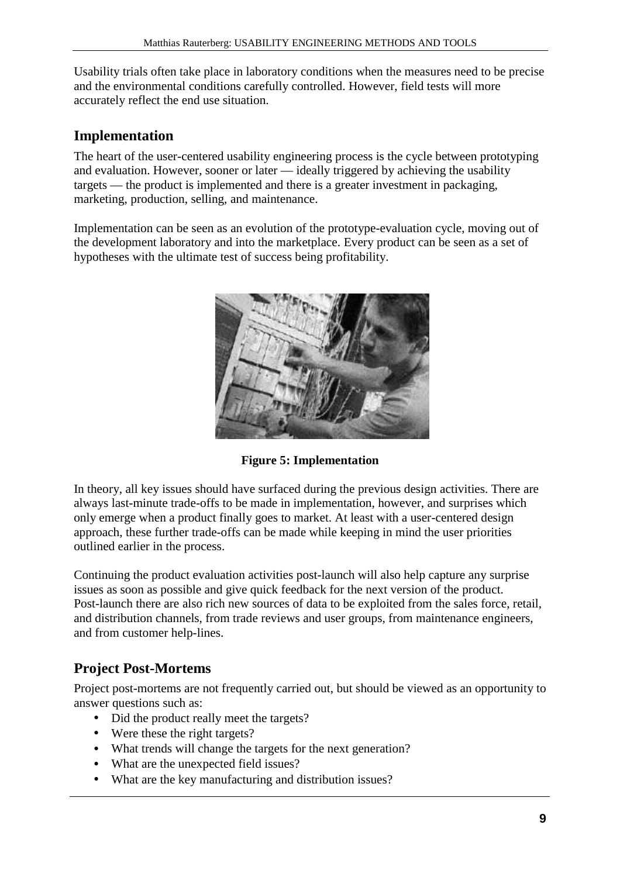Usability trials often take place in laboratory conditions when the measures need to be precise and the environmental conditions carefully controlled. However, field tests will more accurately reflect the end use situation.

## Implementation

The heart of the user-centered usability engineering process is the cycle between prototyping and evaluation. However, sooner or later — ideally triggered by achieving the usability targets — the product is implemented and there is a greater investment in packaging, marketing, production, selling, and maintenance.

Implementation can be seen as an evolution of the prototype-evaluation cycle, moving out of the development laboratory and into the marketplace. Every product can be seen as a set of hypotheses with the ultimate test of success being profitability.

**Figure 5: Implementation**

In theory, all key issues should have surfaced during the previous design activities. There are always last-minute trade-offs to be made in implementation, however, and surprises which only emerge when a product finally goes to market. At least with a user-centered design approach, these further trade-offs can be made while keeping in mind the user priorities outlined earlier in the process.

Continuing the product evaluation activities post-launch will also help capture any surprise issues as soon as possible and give quick feedback for the next version of the product. Post-launch there are also rich new sources of data to be exploited from the sales force, retail, and distribution channels, from trade reviews and user groups, from maintenance engineers, and from customer help-lines.

## Project Post-Mortems

Project post-mortems are not frequently carried out, but should be viewed as an opportunity to answer questions such as:

- Did the product really meet the targets?
- Were these the right targets?
- What trends will change the targets for the next generation?
- What are the unexpected field issues?
- What are the key manufacturing and distribution issues?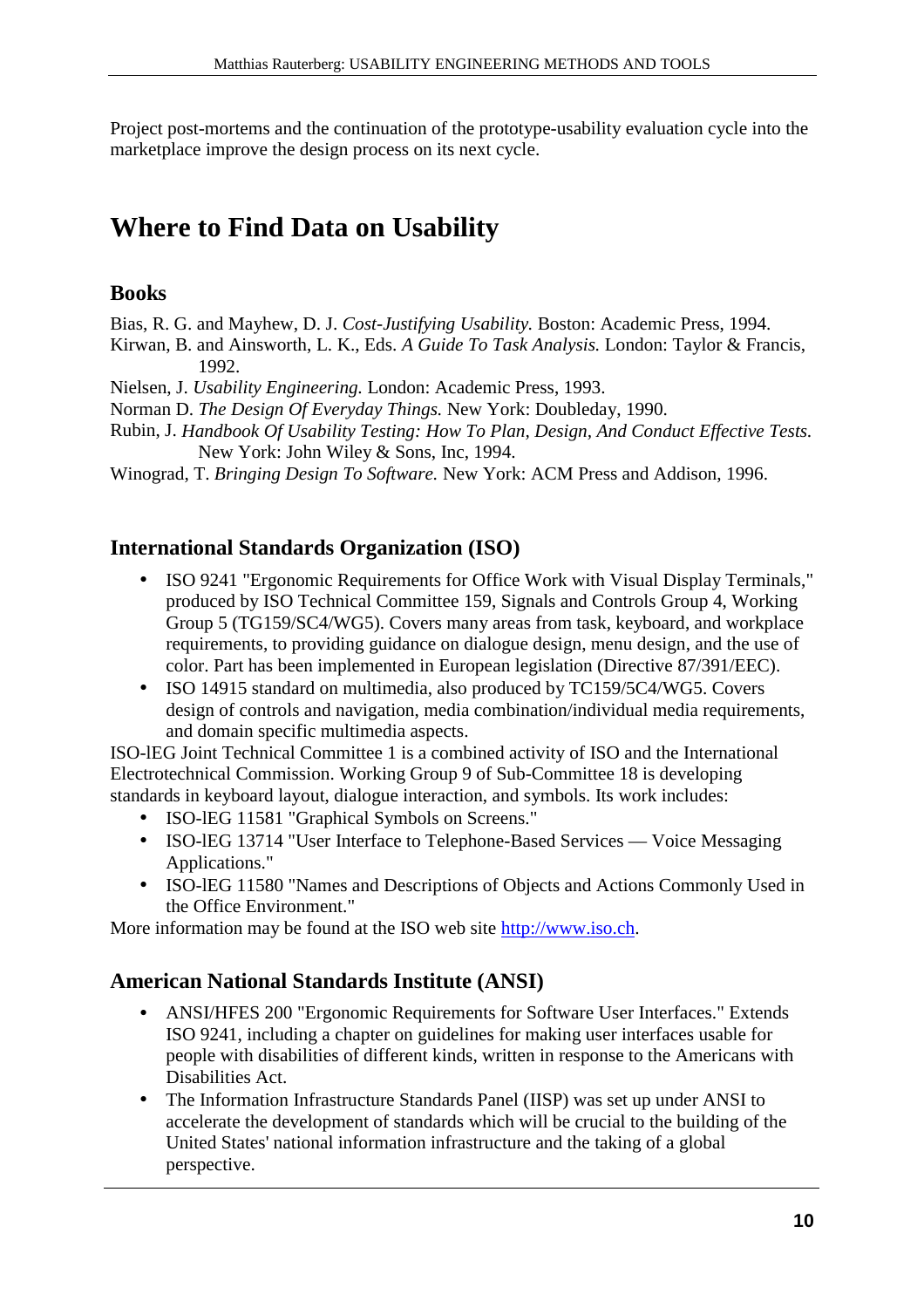Project post-mortems and the continuation of the prototype-usability evaluation cycle into the marketplace improve the design process on its next cycle.

# Where to Find Data on Usability

## Books

Bias, R. G. and Mayhew, D. J. *Cost-Justifying Usability.* Boston: Academic Press, 1994.

Kirwan, B. and Ainsworth, L. K., Eds. *A Guide To Task Analysis.* London: Taylor & Francis, 1992.

Nielsen, J. *Usability Engineering.* London: Academic Press, 1993.

Norman D. *The Design Of Everyday Things.* New York: Doubleday, 1990.

Rubin, J. *Handbook Of Usability Testing: How To Plan, Design, And Conduct Effective Tests.* New York: John Wiley & Sons, Inc, 1994.

Winograd, T. *Bringing Design To Software.* New York: ACM Press and Addison, 1996.

## International Standards Organization (ISO)

- ISO 9241 "Ergonomic Requirements for Office Work with Visual Display Terminals," produced by ISO Technical Committee 159, Signals and Controls Group 4, Working Group 5 (TG159/SC4/WG5). Covers many areas from task, keyboard, and workplace requirements, to providing guidance on dialogue design, menu design, and the use of color. Part has been implemented in European legislation (Directive 87/391/EEC).
- ISO 14915 standard on multimedia, also produced by TC159/5C4/WG5. Covers design of controls and navigation, media combination/individual media requirements, and domain specific multimedia aspects.

ISO-lEG Joint Technical Committee 1 is a combined activity of ISO and the International Electrotechnical Commission. Working Group 9 of Sub-Committee 18 is developing standards in keyboard layout, dialogue interaction, and symbols. Its work includes:

- ISO-lEG 11581 "Graphical Symbols on Screens."
- ISO-lEG 13714 "User Interface to Telephone-Based Services — Voice Messaging Applications."
- ISO-lEG 11580 "Names and Descriptions of Objects and Actions Commonly Used in the Office Environment."

More information may be found at the ISO web site http://www.iso.ch.

## American National Standards Institute (ANSI)

- ANSI/HFES 200 "Ergonomic Requirements for Software User Interfaces." Extends ISO 9241, including a chapter on guidelines for making user interfaces usable for people with disabilities of different kinds, written in response to the Americans with Disabilities Act.
- The Information Infrastructure Standards Panel (IISP) was set up under ANSI to accelerate the development of standards which will be crucial to the building of the United States' national information infrastructure and the taking of a global perspective.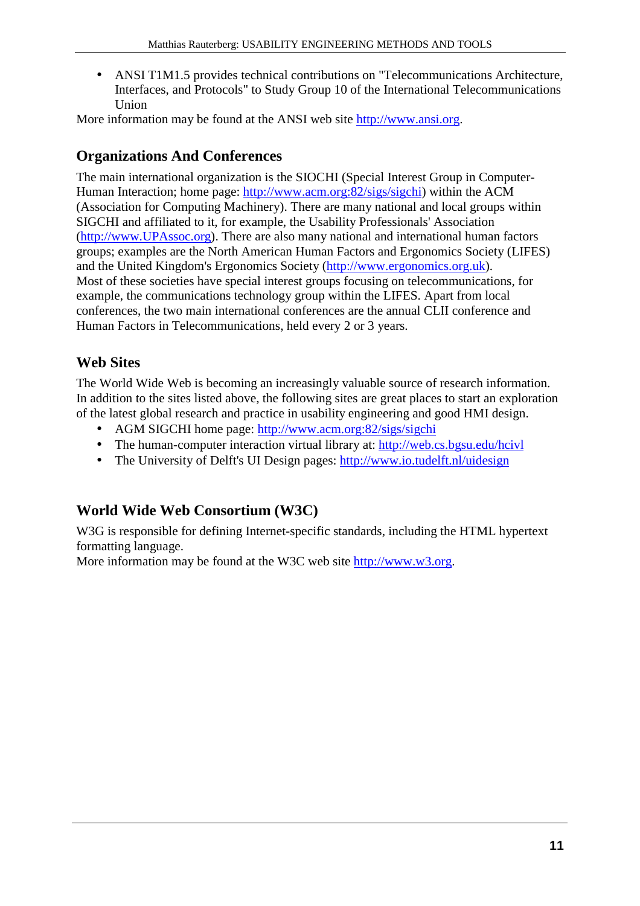- ANSI T1M1.5 provides technical contributions on "Telecommunications Architecture, Interfaces, and Protocols" to Study Group 10 of the International Telecommunications Union

More information may be found at the ANSI web site http://www.ansi.org.

## Organizations And Conferences

The main international organization is the SIOCHI (Special Interest Group in Computer-Human Interaction; home page: http://www.acm.org:82/sigs/sigchi) within the ACM (Association for Computing Machinery). There are many national and local groups within SIGCHI and affiliated to it, for example, the Usability Professionals' Association (http://www.UPAssoc.org). There are also many national and international human factors groups; examples are the North American Human Factors and Ergonomics Society (LIFES) and the United Kingdom's Ergonomics Society (http://www.ergonomics.org.uk). Most of these societies have special interest groups focusing on telecommunications, for example, the communications technology group within the LIFES. Apart from local conferences, the two main international conferences are the annual CLII conference and Human Factors in Telecommunications, held every 2 or 3 years.

## Web Sites

The World Wide Web is becoming an increasingly valuable source of research information. In addition to the sites listed above, the following sites are great places to start an exploration of the latest global research and practice in usability engineering and good HMI design.

- AGM SIGCHI home page: http://www.acm.org:82/sigs/sigchi
- The human-computer interaction virtual library at: http://web.cs.bgsu.edu/hcivl
- The University of Delft's UI Design pages: http://www.io.tudelft.nl/uidesign

## World Wide Web Consortium (W3C)

W3G is responsible for defining Internet-specific standards, including the HTML hypertext formatting language.
More information may be found at the W3C web site http://www.w3.org.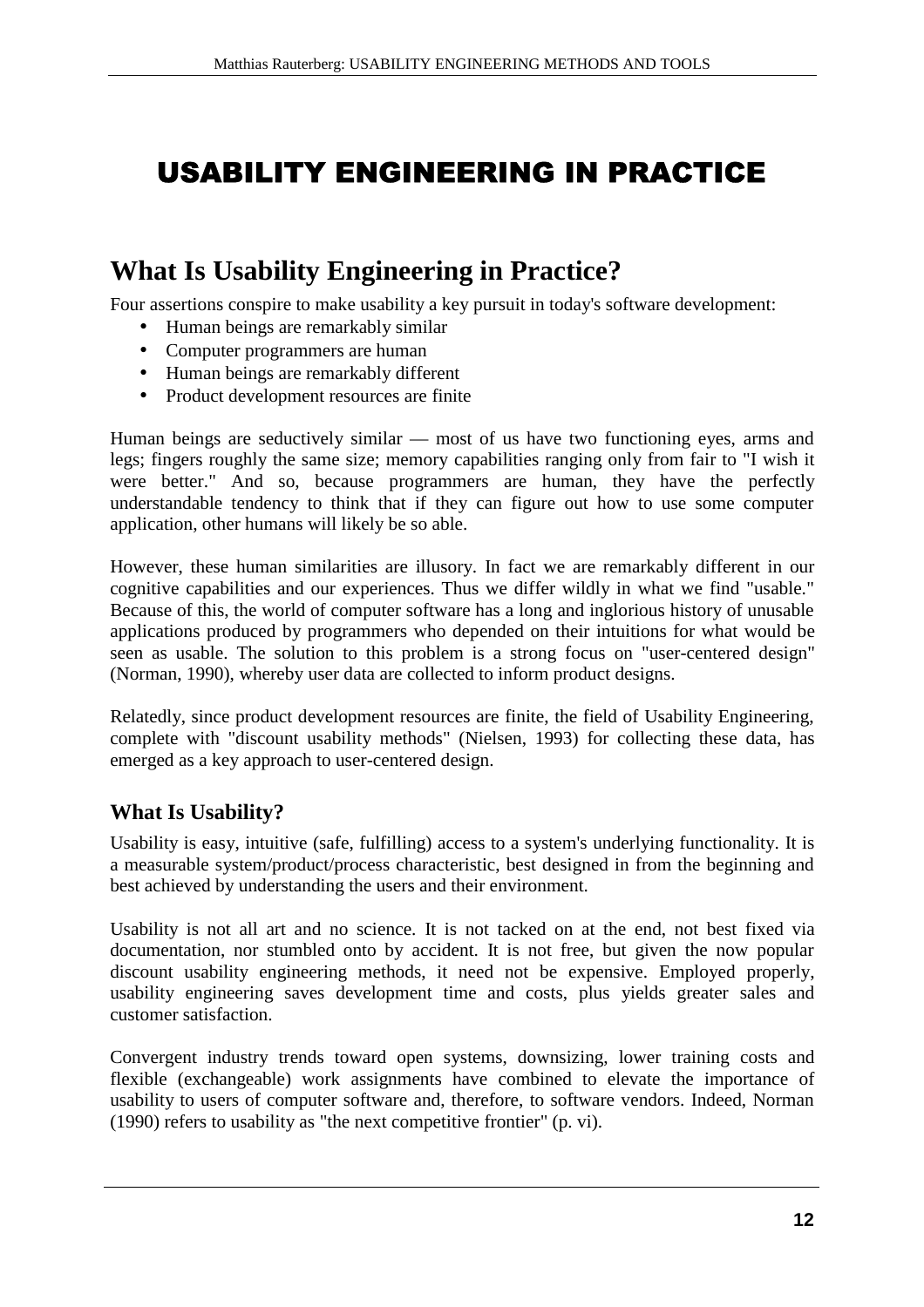# USABILITY ENGINEERING IN PRACTICE

## What Is Usability Engineering in Practice?

Four assertions conspire to make usability a key pursuit in today's software development:

- Human beings are remarkably similar
- Computer programmers are human
- Human beings are remarkably different
- Product development resources are finite

Human beings are seductively similar — most of us have two functioning eyes, arms and legs; fingers roughly the same size; memory capabilities ranging only from fair to "I wish it were better." And so, because programmers are human, they have the perfectly understandable tendency to think that if they can figure out how to use some computer application, other humans will likely be so able.

However, these human similarities are illusory. In fact we are remarkably different in our cognitive capabilities and our experiences. Thus we differ wildly in what we find "usable." Because of this, the world of computer software has a long and inglorious history of unusable applications produced by programmers who depended on their intuitions for what would be seen as usable. The solution to this problem is a strong focus on "user-centered design" (Norman, 1990), whereby user data are collected to inform product designs.

Relatedly, since product development resources are finite, the field of Usability Engineering, complete with "discount usability methods" (Nielsen, 1993) for collecting these data, has emerged as a key approach to user-centered design.

### What Is Usability?

Usability is easy, intuitive (safe, fulfilling) access to a system's underlying functionality. It is a measurable system/product/process characteristic, best designed in from the beginning and best achieved by understanding the users and their environment.

Usability is not all art and no science. It is not tacked on at the end, not best fixed via documentation, nor stumbled onto by accident. It is not free, but given the now popular discount usability engineering methods, it need not be expensive. Employed properly, usability engineering saves development time and costs, plus yields greater sales and customer satisfaction.

Convergent industry trends toward open systems, downsizing, lower training costs and flexible (exchangeable) work assignments have combined to elevate the importance of usability to users of computer software and, therefore, to software vendors. Indeed, Norman (1990) refers to usability as "the next competitive frontier" (p. vi).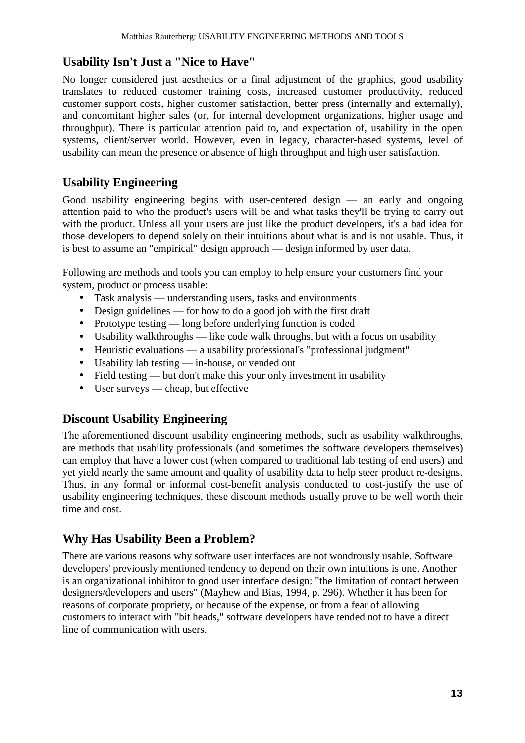## Usability Isn't Just a "Nice to Have"

No longer considered just aesthetics or a final adjustment of the graphics, good usability translates to reduced customer training costs, increased customer productivity, reduced customer support costs, higher customer satisfaction, better press (internally and externally), and concomitant higher sales (or, for internal development organizations, higher usage and throughput). There is particular attention paid to, and expectation of, usability in the open systems, client/server world. However, even in legacy, character-based systems, level of usability can mean the presence or absence of high throughput and high user satisfaction.

## Usability Engineering

Good usability engineering begins with user-centered design — an early and ongoing attention paid to who the product's users will be and what tasks they'll be trying to carry out with the product. Unless all your users are just like the product developers, it's a bad idea for those developers to depend solely on their intuitions about what is and is not usable. Thus, it is best to assume an "empirical" design approach — design informed by user data.

Following are methods and tools you can employ to help ensure your customers find your system, product or process usable:

- Task analysis — understanding users, tasks and environments
- Design guidelines — for how to do a good job with the first draft
- Prototype testing — long before underlying function is coded
- Usability walkthroughs — like code walk throughs, but with a focus on usability
- Heuristic evaluations — a usability professional's "professional judgment"
- Usability lab testing — in-house, or vended out
- Field testing — but don't make this your only investment in usability
- User surveys — cheap, but effective

## Discount Usability Engineering

The aforementioned discount usability engineering methods, such as usability walkthroughs, are methods that usability professionals (and sometimes the software developers themselves) can employ that have a lower cost (when compared to traditional lab testing of end users) and yet yield nearly the same amount and quality of usability data to help steer product re-designs. Thus, in any formal or informal cost-benefit analysis conducted to cost-justify the use of usability engineering techniques, these discount methods usually prove to be well worth their time and cost.

## Why Has Usability Been a Problem?

There are various reasons why software user interfaces are not wondrously usable. Software developers' previously mentioned tendency to depend on their own intuitions is one. Another is an organizational inhibitor to good user interface design: "the limitation of contact between designers/developers and users" (Mayhew and Bias, 1994, p. 296). Whether it has been for reasons of corporate propriety, or because of the expense, or from a fear of allowing customers to interact with "bit heads," software developers have tended not to have a direct line of communication with users.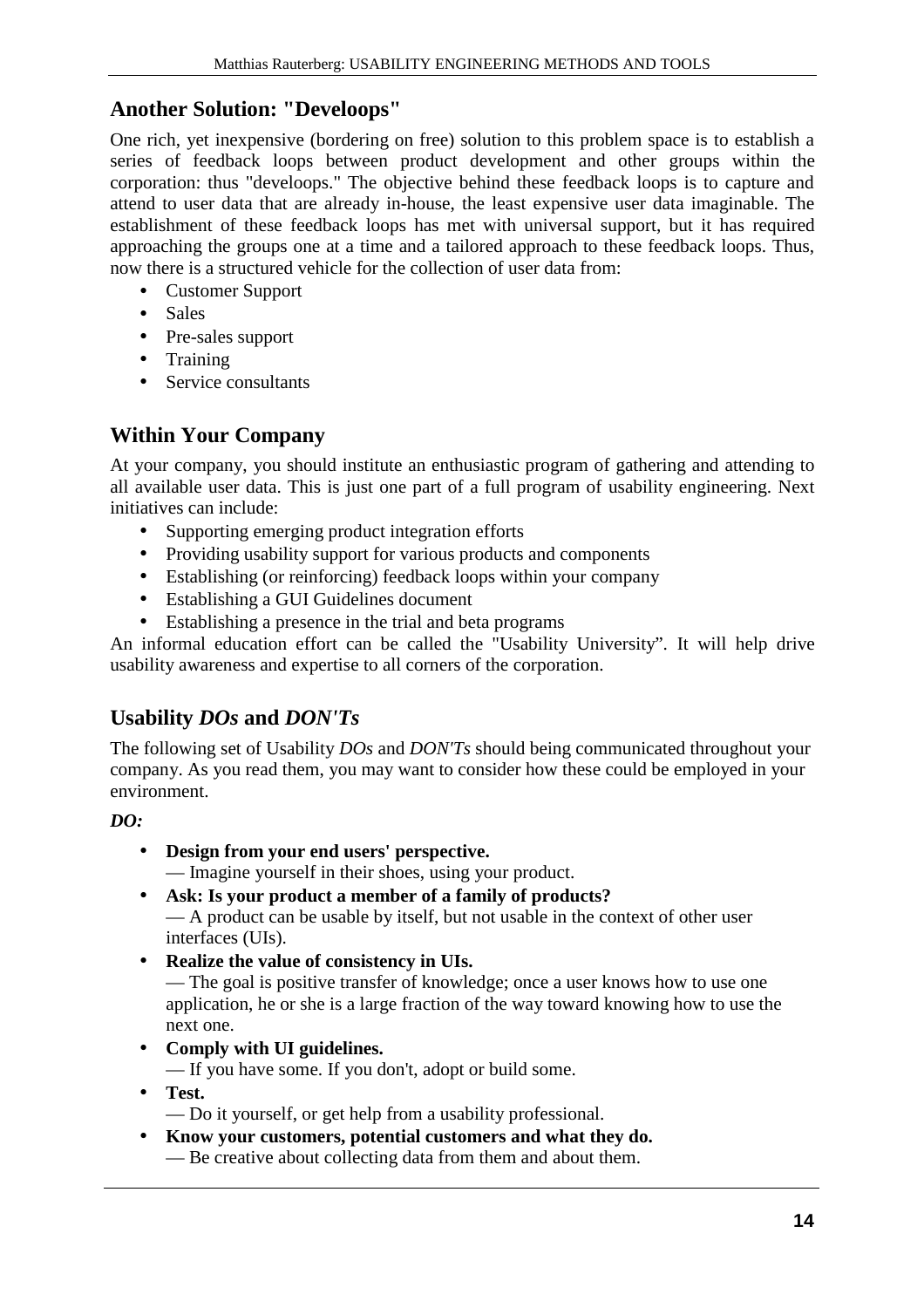## Another Solution: "Develoops"

One rich, yet inexpensive (bordering on free) solution to this problem space is to establish a series of feedback loops between product development and other groups within the corporation: thus "develoops." The objective behind these feedback loops is to capture and attend to user data that are already in-house, the least expensive user data imaginable. The establishment of these feedback loops has met with universal support, but it has required approaching the groups one at a time and a tailored approach to these feedback loops. Thus, now there is a structured vehicle for the collection of user data from:

- Customer Support
- Sales
- Pre-sales support
- Training
- Service consultants

## Within Your Company

At your company, you should institute an enthusiastic program of gathering and attending to all available user data. This is just one part of a full program of usability engineering. Next initiatives can include:

- Supporting emerging product integration efforts
- Providing usability support for various products and components
- Establishing (or reinforcing) feedback loops within your company
- Establishing a GUI Guidelines document
- Establishing a presence in the trial and beta programs

An informal education effort can be called the "Usability University". It will help drive usability awareness and expertise to all corners of the corporation.

## Usability *DOs* and *DON'Ts*

The following set of Usability *DOs* and *DON'Ts* should being communicated throughout your company. As you read them, you may want to consider how these could be employed in your environment.

***DO:***

- **Design from your end users' perspective.**
  — Imagine yourself in their shoes, using your product.
- **Ask: Is your product a member of a family of products?**
  — A product can be usable by itself, but not usable in the context of other user interfaces (UIs).
- **Realize the value of consistency in UIs.**
  — The goal is positive transfer of knowledge; once a user knows how to use one application, he or she is a large fraction of the way toward knowing how to use the next one.
- **Comply with UI guidelines.**
  — If you have some. If you don't, adopt or build some.
- **Test.**
  — Do it yourself, or get help from a usability professional.
- **Know your customers, potential customers and what they do.**
  — Be creative about collecting data from them and about them.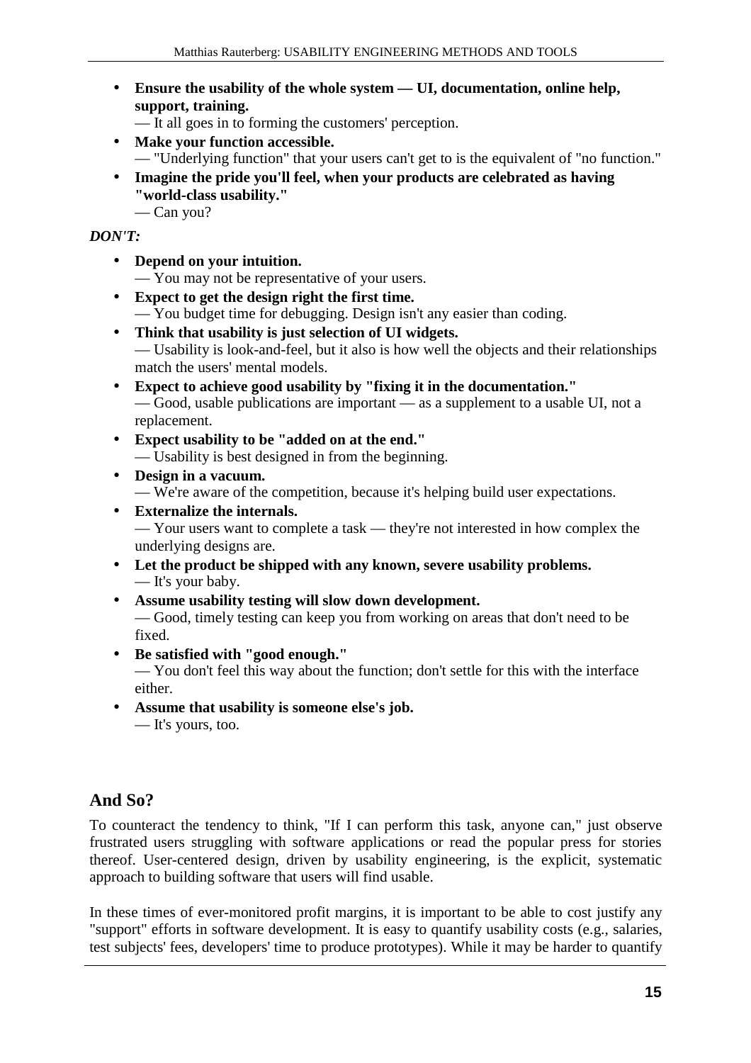- **Ensure the usability of the whole system — UI, documentation, online help, support, training.**
  — It all goes in to forming the customers' perception.
- **Make your function accessible.**
  — "Underlying function" that your users can't get to is the equivalent of "no function."
- **Imagine the pride you'll feel, when your products are celebrated as having "world-class usability."**
  — Can you?

***DON'T:***

- **Depend on your intuition.**
  — You may not be representative of your users.
- **Expect to get the design right the first time.**
  — You budget time for debugging. Design isn't any easier than coding.
- **Think that usability is just selection of UI widgets.**
  — Usability is look-and-feel, but it also is how well the objects and their relationships match the users' mental models.
- **Expect to achieve good usability by "fixing it in the documentation."**
  — Good, usable publications are important — as a supplement to a usable UI, not a replacement.
- **Expect usability to be "added on at the end."**
  — Usability is best designed in from the beginning.
- **Design in a vacuum.**
  — We're aware of the competition, because it's helping build user expectations.
- **Externalize the internals.**
  — Your users want to complete a task — they're not interested in how complex the underlying designs are.
- **Let the product be shipped with any known, severe usability problems.**
  — It's your baby.
- **Assume usability testing will slow down development.**
  — Good, timely testing can keep you from working on areas that don't need to be fixed.
- **Be satisfied with "good enough."**
  — You don't feel this way about the function; don't settle for this with the interface either.
- **Assume that usability is someone else's job.**
  — It's yours, too.

## And So?

To counteract the tendency to think, "If I can perform this task, anyone can," just observe frustrated users struggling with software applications or read the popular press for stories thereof. User-centered design, driven by usability engineering, is the explicit, systematic approach to building software that users will find usable.

In these times of ever-monitored profit margins, it is important to be able to cost justify any "support" efforts in software development. It is easy to quantify usability costs (e.g., salaries, test subjects' fees, developers' time to produce prototypes). While it may be harder to quantify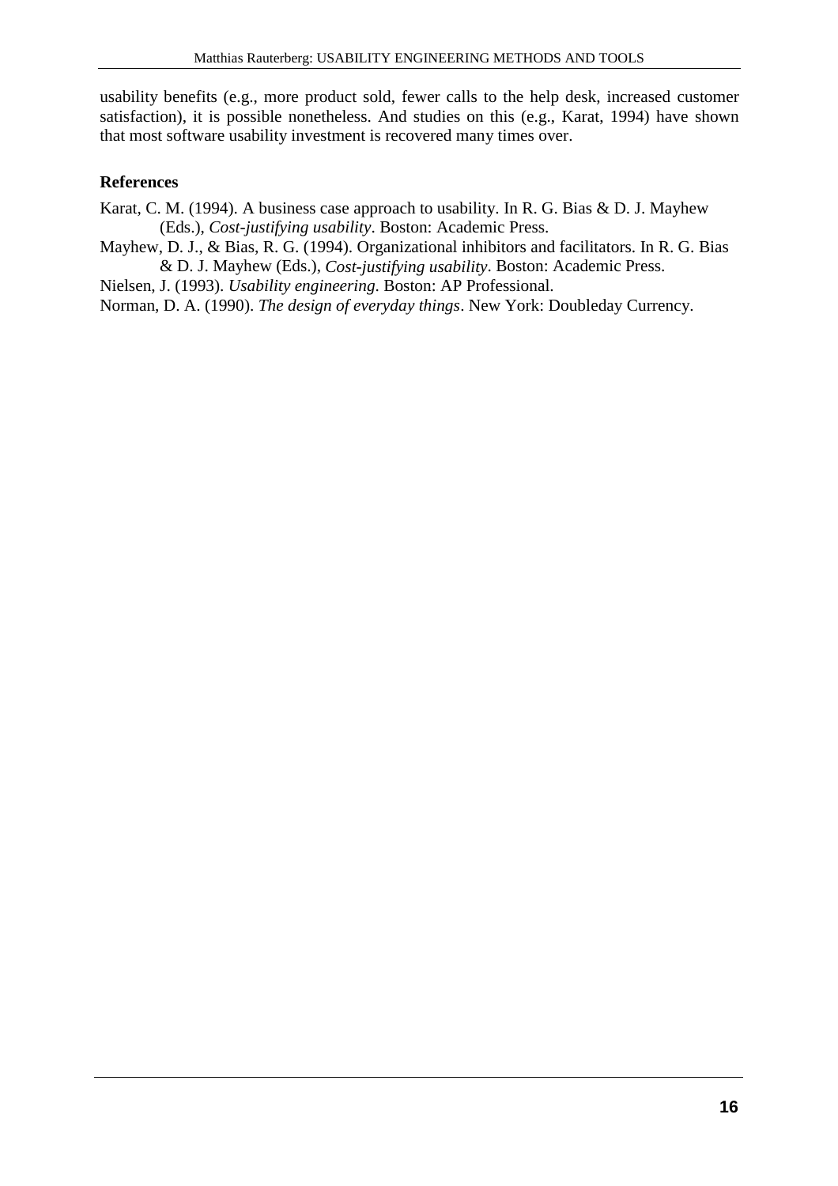usability benefits (e.g., more product sold, fewer calls to the help desk, increased customer satisfaction), it is possible nonetheless. And studies on this (e.g., Karat, 1994) have shown that most software usability investment is recovered many times over.

**References**

Karat, C. M. (1994). A business case approach to usability. In R. G. Bias & D. J. Mayhew (Eds.), *Cost-justifying usability*. Boston: Academic Press.

Mayhew, D. J., & Bias, R. G. (1994). Organizational inhibitors and facilitators. In R. G. Bias & D. J. Mayhew (Eds.), *Cost-justifying usability*. Boston: Academic Press.

Nielsen, J. (1993). *Usability engineering*. Boston: AP Professional.

Norman, D. A. (1990). *The design of everyday things*. New York: Doubleday Currency.